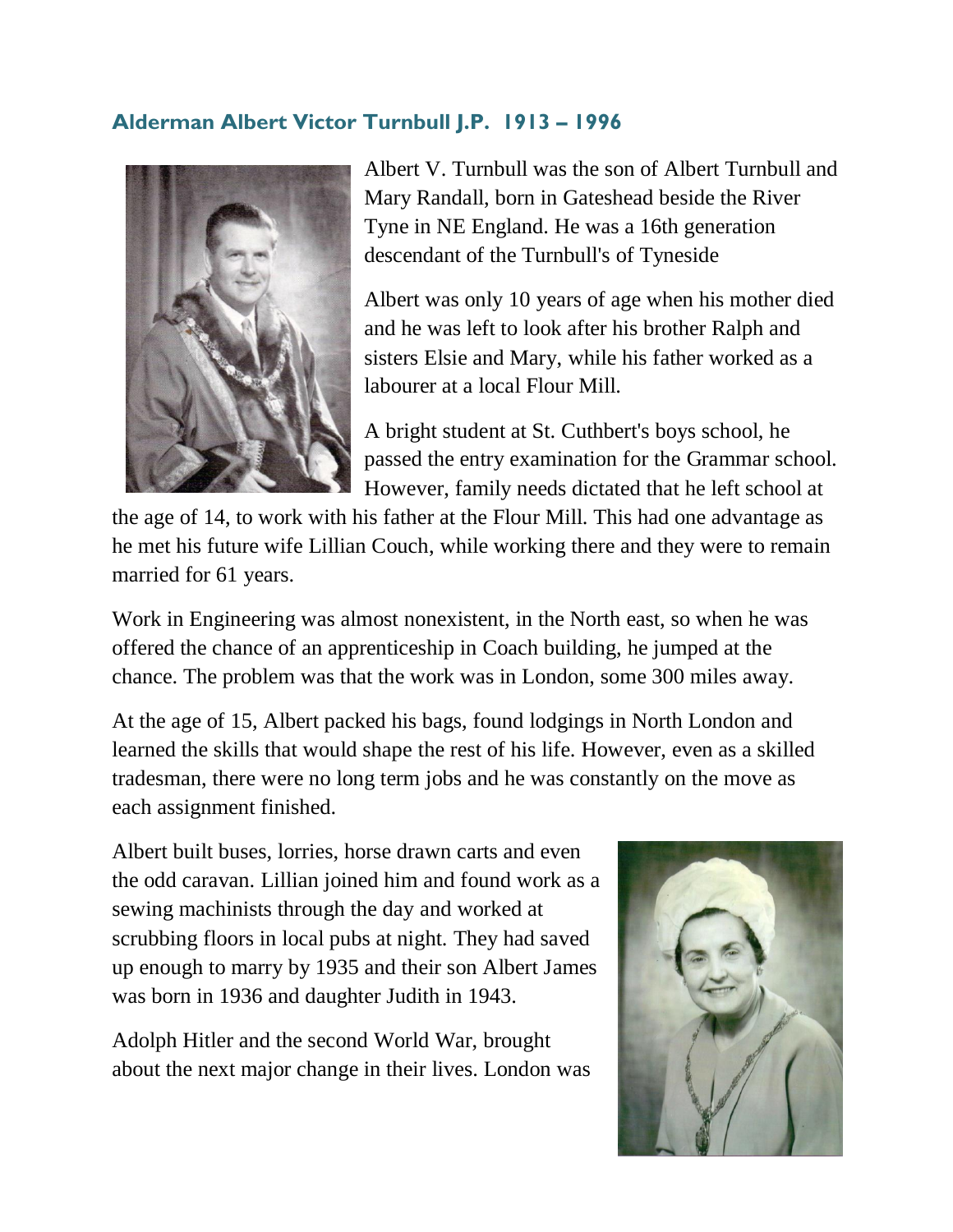## Alderman Albert Victor Turnbull J.P. 1913 – 1996

Albert V. Turnbull was the son of Albert Turnbull and Mary Randall, born in Gateshead beside the River Tyne in NE England. He was a 16th generation descendant of the Turnbull's of Tyneside

Albert was only 10 years of age when his mother died and he was left to look after his brother Ralph and sisters Elsie and Mary, while his father worked as a labourer at a local Flour Mill.

A bright student at St. Cuthbert's boys school, he passed the entry examination for the Grammar school. However, family needs dictated that he left school at the age of 14, to work with his father at the Flour Mill. This had one advantage as he met his future wife Lillian Couch, while working there and they were to remain married for 61 years.

Work in Engineering was almost nonexistent, in the North east, so when he was offered the chance of an apprenticeship in Coach building, he jumped at the chance. The problem was that the work was in London, some 300 miles away.

At the age of 15, Albert packed his bags, found lodgings in North London and learned the skills that would shape the rest of his life. However, even as a skilled tradesman, there were no long term jobs and he was constantly on the move as each assignment finished.

Albert built buses, lorries, horse drawn carts and even the odd caravan. Lillian joined him and found work as a sewing machinists through the day and worked at scrubbing floors in local pubs at night. They had saved up enough to marry by 1935 and their son Albert James was born in 1936 and daughter Judith in 1943.

Adolph Hitler and the second World War, brought about the next major change in their lives. London was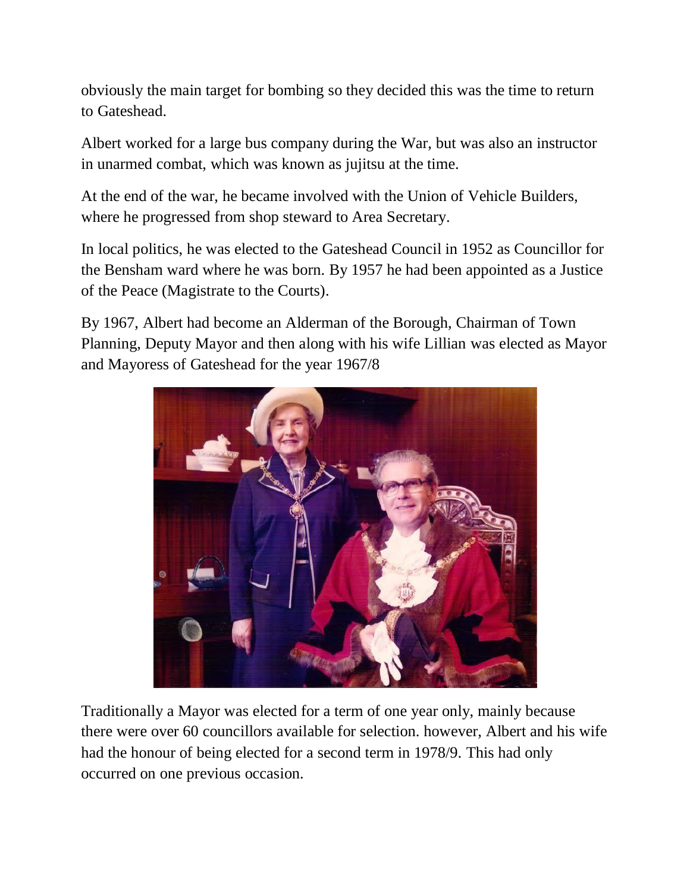obviously the main target for bombing so they decided this was the time to return to Gateshead.

Albert worked for a large bus company during the War, but was also an instructor in unarmed combat, which was known as jujitsu at the time.

At the end of the war, he became involved with the Union of Vehicle Builders, where he progressed from shop steward to Area Secretary.

In local politics, he was elected to the Gateshead Council in 1952 as Councillor for the Bensham ward where he was born. By 1957 he had been appointed as a Justice of the Peace (Magistrate to the Courts).

By 1967, Albert had become an Alderman of the Borough, Chairman of Town Planning, Deputy Mayor and then along with his wife Lillian was elected as Mayor and Mayoress of Gateshead for the year 1967/8

Traditionally a Mayor was elected for a term of one year only, mainly because there were over 60 councillors available for selection. however, Albert and his wife had the honour of being elected for a second term in 1978/9. This had only occurred on one previous occasion.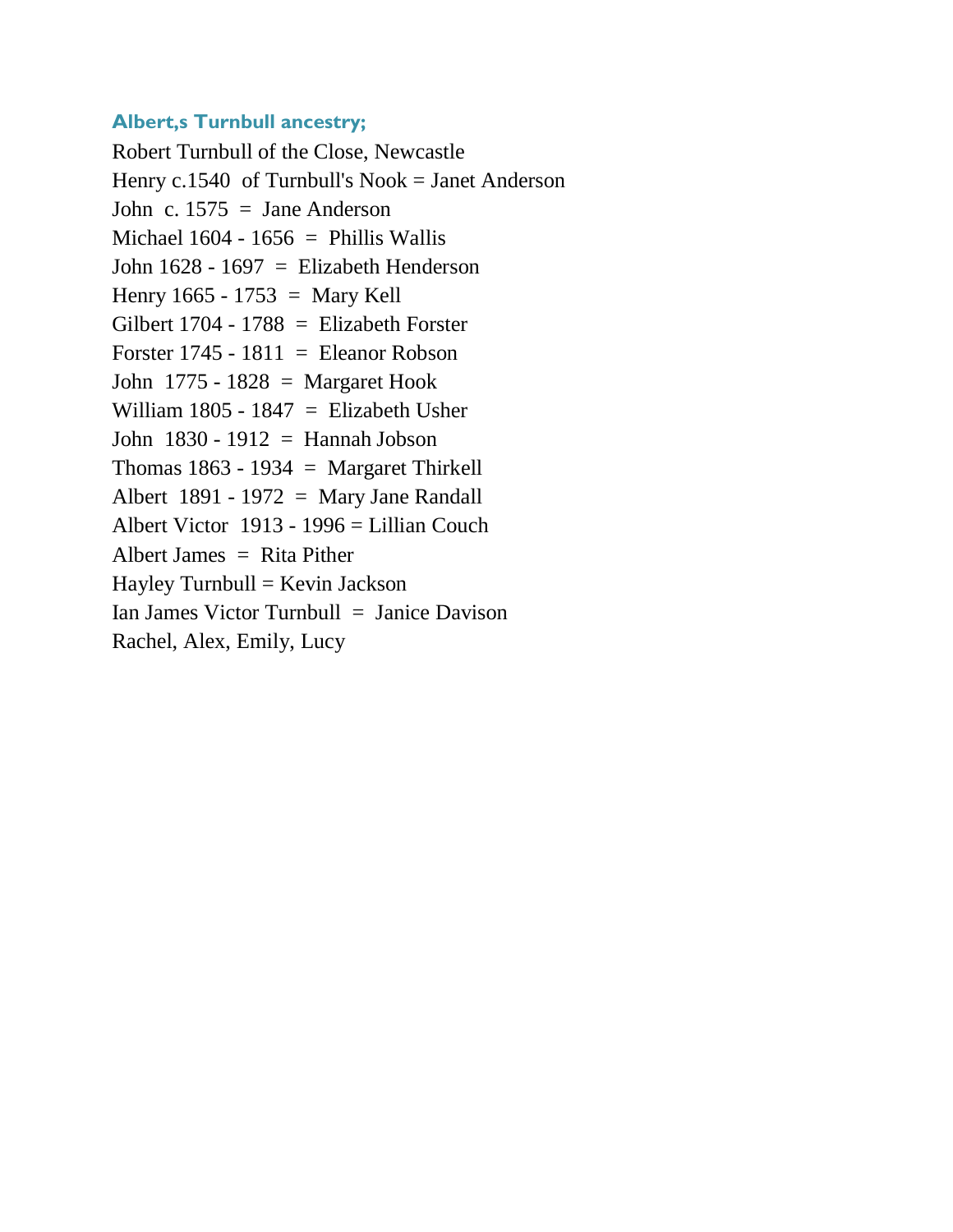### Albert,s Turnbull ancestry;

Robert Turnbull of the Close, Newcastle
Henry c.1540 of Turnbull's Nook = Janet Anderson
John c. 1575 = Jane Anderson
Michael 1604 - 1656 = Phillis Wallis
John 1628 - 1697 = Elizabeth Henderson
Henry 1665 - 1753 = Mary Kell
Gilbert 1704 - 1788 = Elizabeth Forster
Forster 1745 - 1811 = Eleanor Robson
John 1775 - 1828 = Margaret Hook
William 1805 - 1847 = Elizabeth Usher
John 1830 - 1912 = Hannah Jobson
Thomas 1863 - 1934 = Margaret Thirkell
Albert 1891 - 1972 = Mary Jane Randall
Albert Victor 1913 - 1996 = Lillian Couch
Albert James = Rita Pither
Hayley Turnbull = Kevin Jackson
Ian James Victor Turnbull = Janice Davison
Rachel, Alex, Emily, Lucy